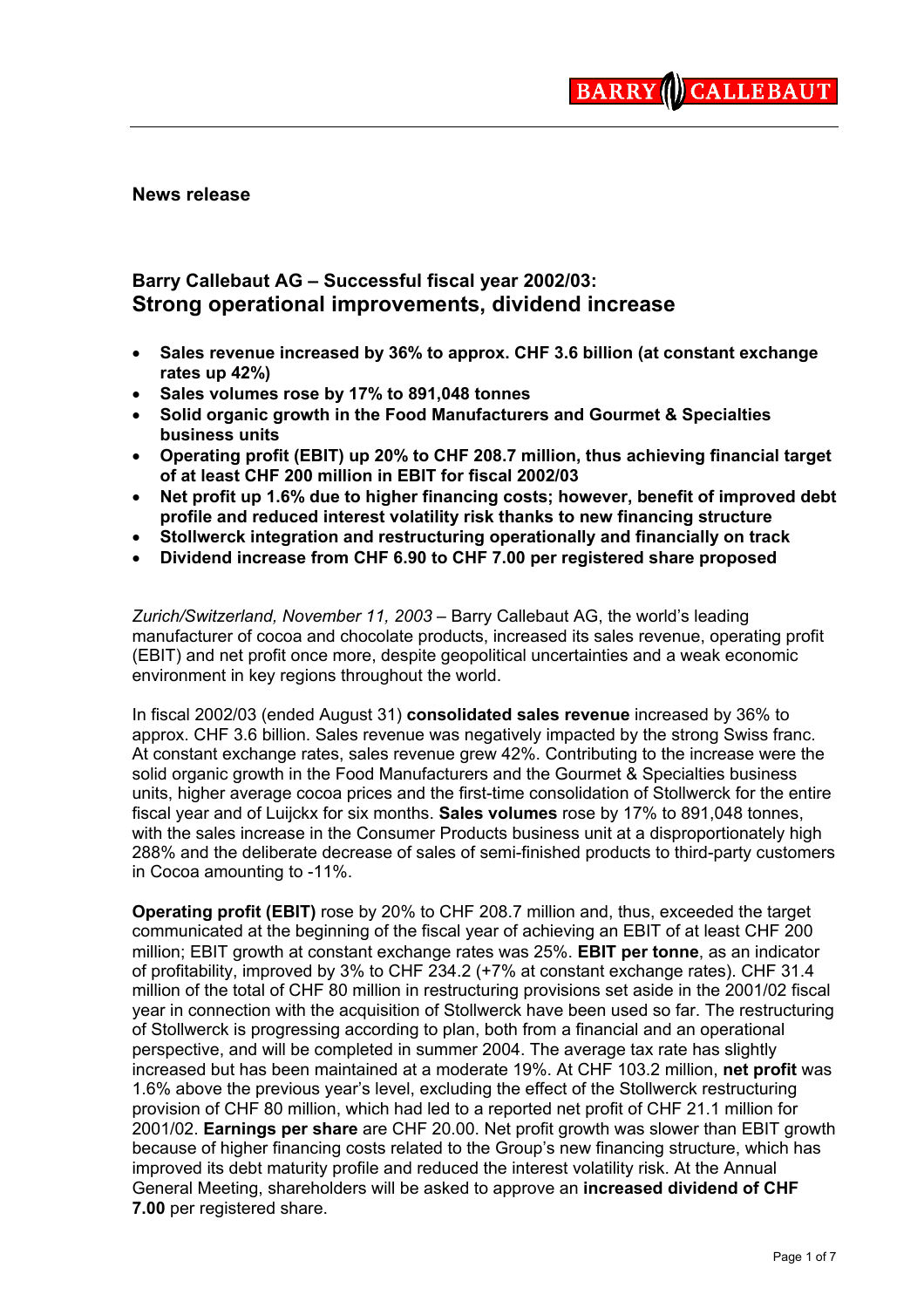BARRY CALLEBAUT

**News release**

## Barry Callebaut AG – Successful fiscal year 2002/03:
## Strong operational improvements, dividend increase

- **Sales revenue increased by 36% to approx. CHF 3.6 billion (at constant exchange rates up 42%)**
- **Sales volumes rose by 17% to 891,048 tonnes**
- **Solid organic growth in the Food Manufacturers and Gourmet & Specialties business units**
- **Operating profit (EBIT) up 20% to CHF 208.7 million, thus achieving financial target of at least CHF 200 million in EBIT for fiscal 2002/03**
- **Net profit up 1.6% due to higher financing costs; however, benefit of improved debt profile and reduced interest volatility risk thanks to new financing structure**
- **Stollwerck integration and restructuring operationally and financially on track**
- **Dividend increase from CHF 6.90 to CHF 7.00 per registered share proposed**

*Zurich/Switzerland, November 11, 2003* – Barry Callebaut AG, the world's leading manufacturer of cocoa and chocolate products, increased its sales revenue, operating profit (EBIT) and net profit once more, despite geopolitical uncertainties and a weak economic environment in key regions throughout the world.

In fiscal 2002/03 (ended August 31) **consolidated sales revenue** increased by 36% to approx. CHF 3.6 billion. Sales revenue was negatively impacted by the strong Swiss franc. At constant exchange rates, sales revenue grew 42%. Contributing to the increase were the solid organic growth in the Food Manufacturers and the Gourmet & Specialties business units, higher average cocoa prices and the first-time consolidation of Stollwerck for the entire fiscal year and of Luijckx for six months. **Sales volumes** rose by 17% to 891,048 tonnes, with the sales increase in the Consumer Products business unit at a disproportionately high 288% and the deliberate decrease of sales of semi-finished products to third-party customers in Cocoa amounting to -11%.

**Operating profit (EBIT)** rose by 20% to CHF 208.7 million and, thus, exceeded the target communicated at the beginning of the fiscal year of achieving an EBIT of at least CHF 200 million; EBIT growth at constant exchange rates was 25%. **EBIT per tonne**, as an indicator of profitability, improved by 3% to CHF 234.2 (+7% at constant exchange rates). CHF 31.4 million of the total of CHF 80 million in restructuring provisions set aside in the 2001/02 fiscal year in connection with the acquisition of Stollwerck have been used so far. The restructuring of Stollwerck is progressing according to plan, both from a financial and an operational perspective, and will be completed in summer 2004. The average tax rate has slightly increased but has been maintained at a moderate 19%. At CHF 103.2 million, **net profit** was 1.6% above the previous year's level, excluding the effect of the Stollwerck restructuring provision of CHF 80 million, which had led to a reported net profit of CHF 21.1 million for 2001/02. **Earnings per share** are CHF 20.00. Net profit growth was slower than EBIT growth because of higher financing costs related to the Group's new financing structure, which has improved its debt maturity profile and reduced the interest volatility risk. At the Annual General Meeting, shareholders will be asked to approve an **increased dividend of CHF 7.00** per registered share.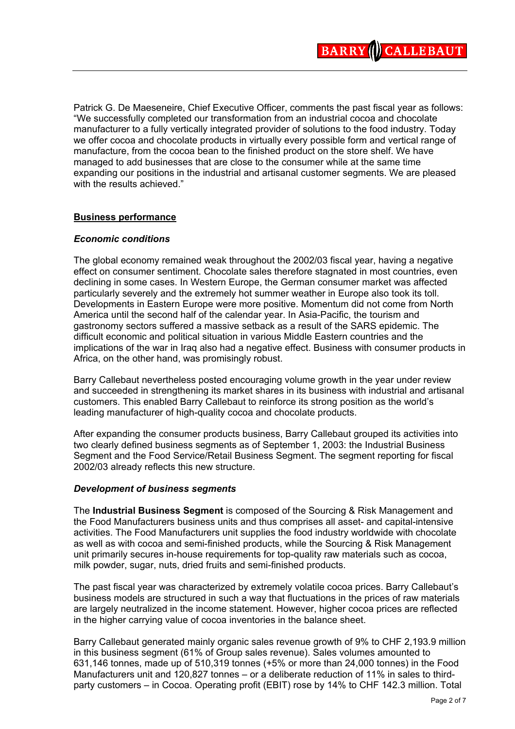Patrick G. De Maeseneire, Chief Executive Officer, comments the past fiscal year as follows: "We successfully completed our transformation from an industrial cocoa and chocolate manufacturer to a fully vertically integrated provider of solutions to the food industry. Today we offer cocoa and chocolate products in virtually every possible form and vertical range of manufacture, from the cocoa bean to the finished product on the store shelf. We have managed to add businesses that are close to the consumer while at the same time expanding our positions in the industrial and artisanal customer segments. We are pleased with the results achieved."

## Business performance

### *Economic conditions*

The global economy remained weak throughout the 2002/03 fiscal year, having a negative effect on consumer sentiment. Chocolate sales therefore stagnated in most countries, even declining in some cases. In Western Europe, the German consumer market was affected particularly severely and the extremely hot summer weather in Europe also took its toll. Developments in Eastern Europe were more positive. Momentum did not come from North America until the second half of the calendar year. In Asia-Pacific, the tourism and gastronomy sectors suffered a massive setback as a result of the SARS epidemic. The difficult economic and political situation in various Middle Eastern countries and the implications of the war in Iraq also had a negative effect. Business with consumer products in Africa, on the other hand, was promisingly robust.

Barry Callebaut nevertheless posted encouraging volume growth in the year under review and succeeded in strengthening its market shares in its business with industrial and artisanal customers. This enabled Barry Callebaut to reinforce its strong position as the world's leading manufacturer of high-quality cocoa and chocolate products.

After expanding the consumer products business, Barry Callebaut grouped its activities into two clearly defined business segments as of September 1, 2003: the Industrial Business Segment and the Food Service/Retail Business Segment. The segment reporting for fiscal 2002/03 already reflects this new structure.

### *Development of business segments*

The **Industrial Business Segment** is composed of the Sourcing & Risk Management and the Food Manufacturers business units and thus comprises all asset- and capital-intensive activities. The Food Manufacturers unit supplies the food industry worldwide with chocolate as well as with cocoa and semi-finished products, while the Sourcing & Risk Management unit primarily secures in-house requirements for top-quality raw materials such as cocoa, milk powder, sugar, nuts, dried fruits and semi-finished products.

The past fiscal year was characterized by extremely volatile cocoa prices. Barry Callebaut's business models are structured in such a way that fluctuations in the prices of raw materials are largely neutralized in the income statement. However, higher cocoa prices are reflected in the higher carrying value of cocoa inventories in the balance sheet.

Barry Callebaut generated mainly organic sales revenue growth of 9% to CHF 2,193.9 million in this business segment (61% of Group sales revenue). Sales volumes amounted to 631,146 tonnes, made up of 510,319 tonnes (+5% or more than 24,000 tonnes) in the Food Manufacturers unit and 120,827 tonnes – or a deliberate reduction of 11% in sales to third-party customers – in Cocoa. Operating profit (EBIT) rose by 14% to CHF 142.3 million. Total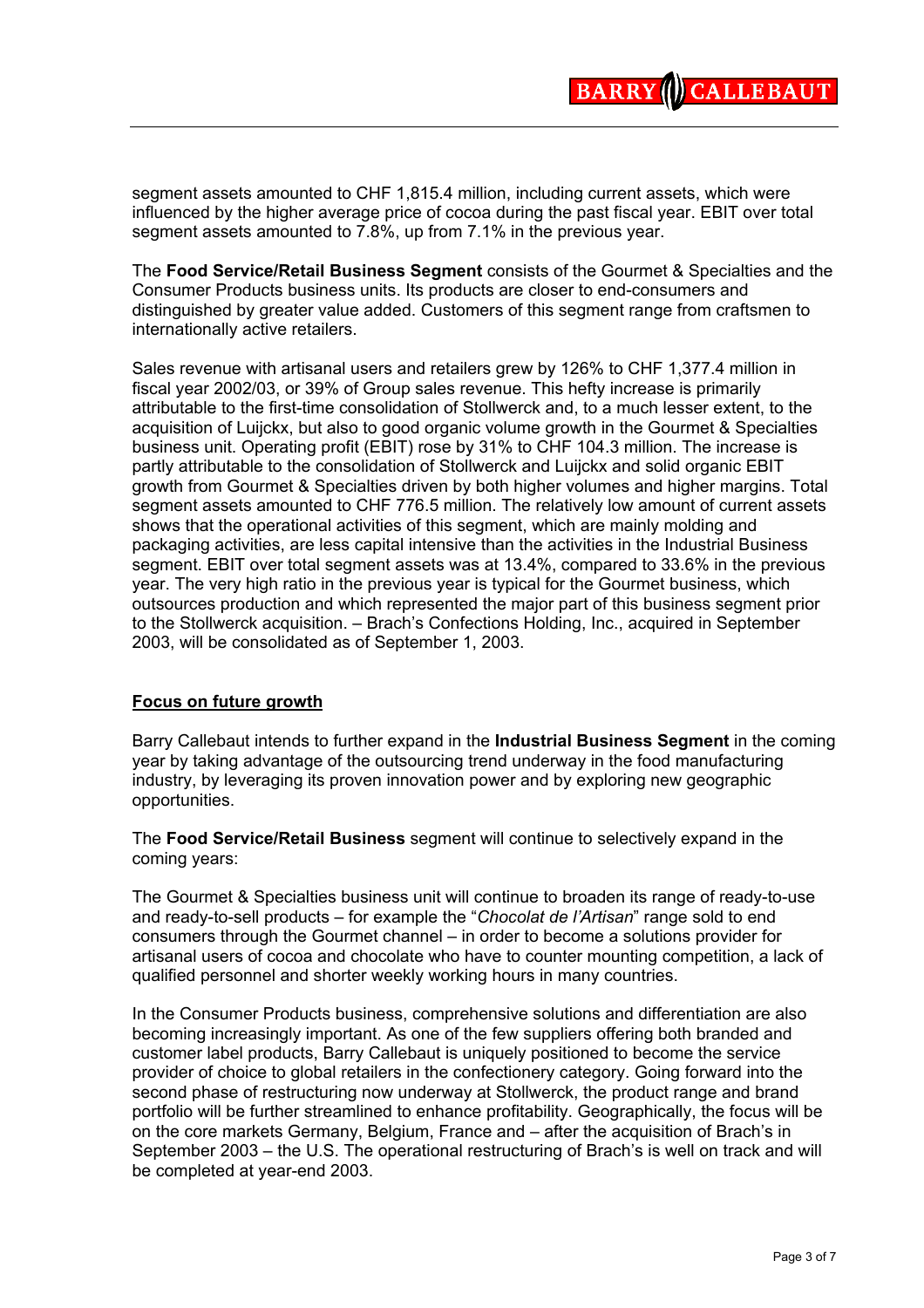segment assets amounted to CHF 1,815.4 million, including current assets, which were influenced by the higher average price of cocoa during the past fiscal year. EBIT over total segment assets amounted to 7.8%, up from 7.1% in the previous year.

The **Food Service/Retail Business Segment** consists of the Gourmet & Specialties and the Consumer Products business units. Its products are closer to end-consumers and distinguished by greater value added. Customers of this segment range from craftsmen to internationally active retailers.

Sales revenue with artisanal users and retailers grew by 126% to CHF 1,377.4 million in fiscal year 2002/03, or 39% of Group sales revenue. This hefty increase is primarily attributable to the first-time consolidation of Stollwerck and, to a much lesser extent, to the acquisition of Luijckx, but also to good organic volume growth in the Gourmet & Specialties business unit. Operating profit (EBIT) rose by 31% to CHF 104.3 million. The increase is partly attributable to the consolidation of Stollwerck and Luijckx and solid organic EBIT growth from Gourmet & Specialties driven by both higher volumes and higher margins. Total segment assets amounted to CHF 776.5 million. The relatively low amount of current assets shows that the operational activities of this segment, which are mainly molding and packaging activities, are less capital intensive than the activities in the Industrial Business segment. EBIT over total segment assets was at 13.4%, compared to 33.6% in the previous year. The very high ratio in the previous year is typical for the Gourmet business, which outsources production and which represented the major part of this business segment prior to the Stollwerck acquisition. – Brach's Confections Holding, Inc., acquired in September 2003, will be consolidated as of September 1, 2003.

## Focus on future growth

Barry Callebaut intends to further expand in the **Industrial Business Segment** in the coming year by taking advantage of the outsourcing trend underway in the food manufacturing industry, by leveraging its proven innovation power and by exploring new geographic opportunities.

The **Food Service/Retail Business** segment will continue to selectively expand in the coming years:

The Gourmet & Specialties business unit will continue to broaden its range of ready-to-use and ready-to-sell products – for example the "*Chocolat de l'Artisan*" range sold to end consumers through the Gourmet channel – in order to become a solutions provider for artisanal users of cocoa and chocolate who have to counter mounting competition, a lack of qualified personnel and shorter weekly working hours in many countries.

In the Consumer Products business, comprehensive solutions and differentiation are also becoming increasingly important. As one of the few suppliers offering both branded and customer label products, Barry Callebaut is uniquely positioned to become the service provider of choice to global retailers in the confectionery category. Going forward into the second phase of restructuring now underway at Stollwerck, the product range and brand portfolio will be further streamlined to enhance profitability. Geographically, the focus will be on the core markets Germany, Belgium, France and – after the acquisition of Brach's in September 2003 – the U.S. The operational restructuring of Brach's is well on track and will be completed at year-end 2003.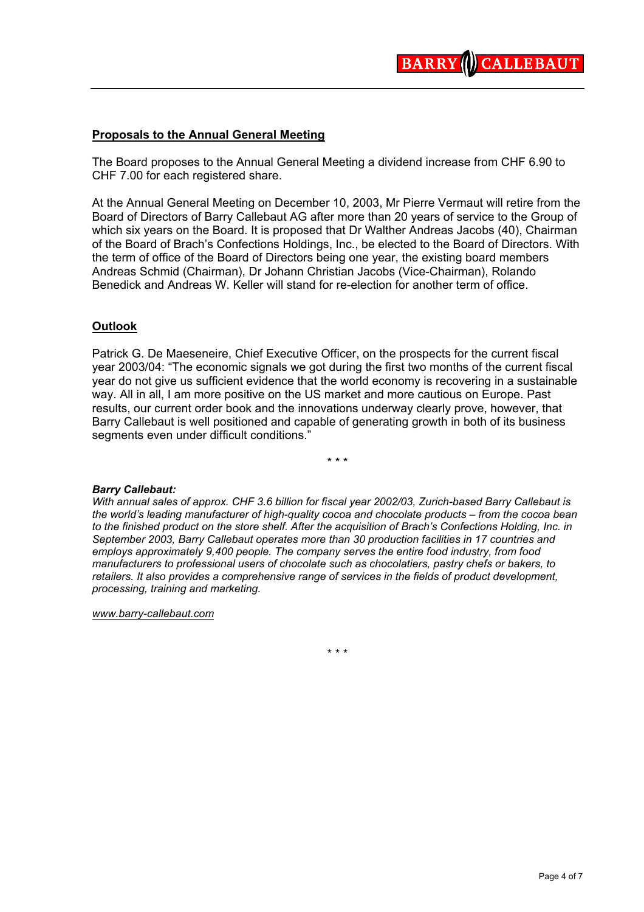**Proposals to the Annual General Meeting**

The Board proposes to the Annual General Meeting a dividend increase from CHF 6.90 to CHF 7.00 for each registered share.

At the Annual General Meeting on December 10, 2003, Mr Pierre Vermaut will retire from the Board of Directors of Barry Callebaut AG after more than 20 years of service to the Group of which six years on the Board. It is proposed that Dr Walther Andreas Jacobs (40), Chairman of the Board of Brach's Confections Holdings, Inc., be elected to the Board of Directors. With the term of office of the Board of Directors being one year, the existing board members Andreas Schmid (Chairman), Dr Johann Christian Jacobs (Vice-Chairman), Rolando Benedick and Andreas W. Keller will stand for re-election for another term of office.

**Outlook**

Patrick G. De Maeseneire, Chief Executive Officer, on the prospects for the current fiscal year 2003/04: "The economic signals we got during the first two months of the current fiscal year do not give us sufficient evidence that the world economy is recovering in a sustainable way. All in all, I am more positive on the US market and more cautious on Europe. Past results, our current order book and the innovations underway clearly prove, however, that Barry Callebaut is well positioned and capable of generating growth in both of its business segments even under difficult conditions."

\* \* \*

***Barry Callebaut:***

*With annual sales of approx. CHF 3.6 billion for fiscal year 2002/03, Zurich-based Barry Callebaut is the world's leading manufacturer of high-quality cocoa and chocolate products – from the cocoa bean to the finished product on the store shelf. After the acquisition of Brach's Confections Holding, Inc. in September 2003, Barry Callebaut operates more than 30 production facilities in 17 countries and employs approximately 9,400 people. The company serves the entire food industry, from food manufacturers to professional users of chocolate such as chocolatiers, pastry chefs or bakers, to retailers. It also provides a comprehensive range of services in the fields of product development, processing, training and marketing.*

*www.barry-callebaut.com*

\* \* \*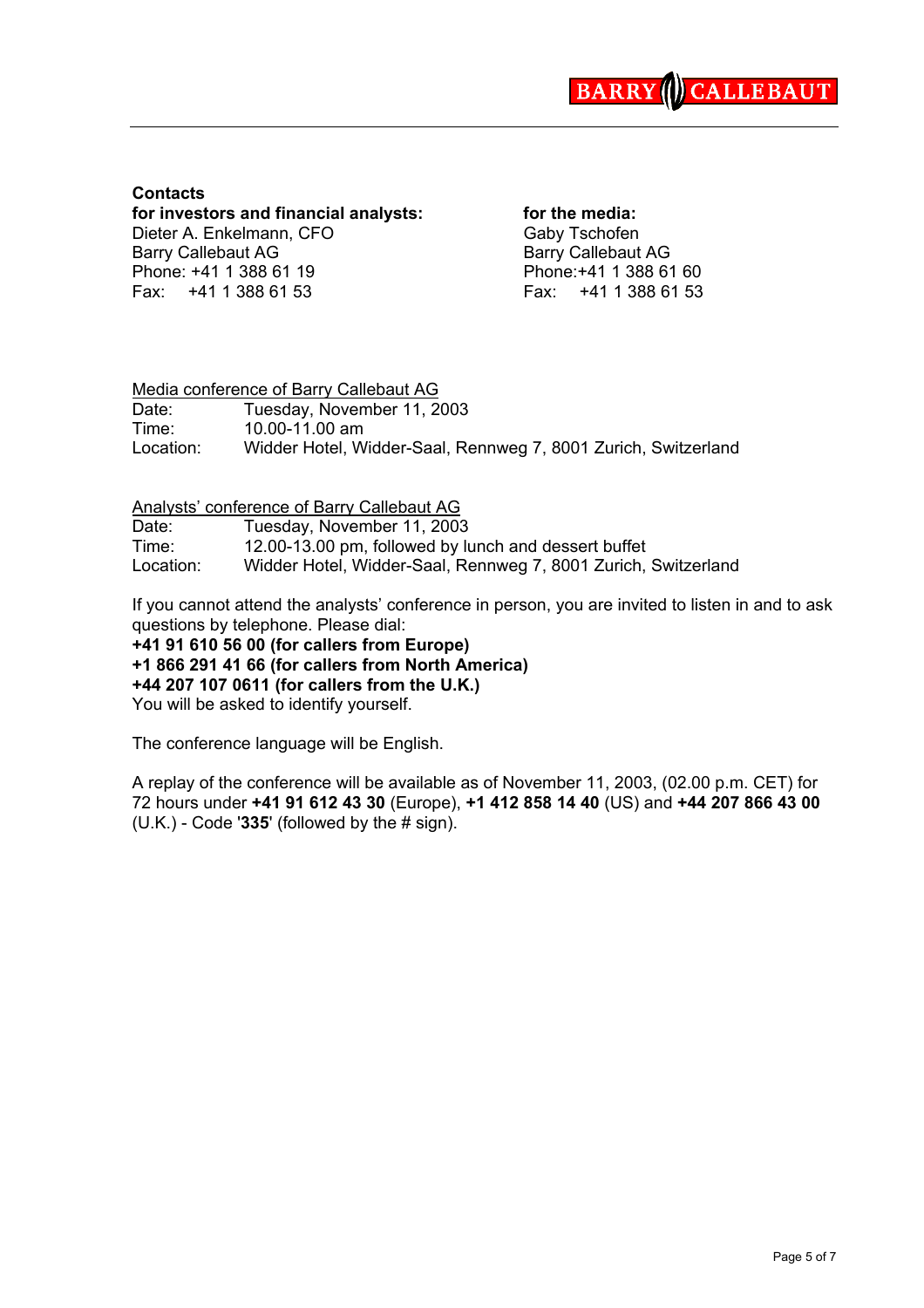**Contacts**

**for investors and financial analysts:**
Dieter A. Enkelmann, CFO
Barry Callebaut AG
Phone: +41 1 388 61 19
Fax: +41 1 388 61 53

**for the media:**
Gaby Tschofen
Barry Callebaut AG
Phone:+41 1 388 61 60
Fax: +41 1 388 61 53

Media conference of Barry Callebaut AG

Date: Tuesday, November 11, 2003
Time: 10.00-11.00 am
Location: Widder Hotel, Widder-Saal, Rennweg 7, 8001 Zurich, Switzerland

Analysts' conference of Barry Callebaut AG

Date: Tuesday, November 11, 2003
Time: 12.00-13.00 pm, followed by lunch and dessert buffet
Location: Widder Hotel, Widder-Saal, Rennweg 7, 8001 Zurich, Switzerland

If you cannot attend the analysts' conference in person, you are invited to listen in and to ask questions by telephone. Please dial:
**+41 91 610 56 00 (for callers from Europe)**
**+1 866 291 41 66 (for callers from North America)**
**+44 207 107 0611 (for callers from the U.K.)**
You will be asked to identify yourself.

The conference language will be English.

A replay of the conference will be available as of November 11, 2003, (02.00 p.m. CET) for 72 hours under **+41 91 612 43 30** (Europe), **+1 412 858 14 40** (US) and **+44 207 866 43 00** (U.K.) - Code '**335**' (followed by the # sign).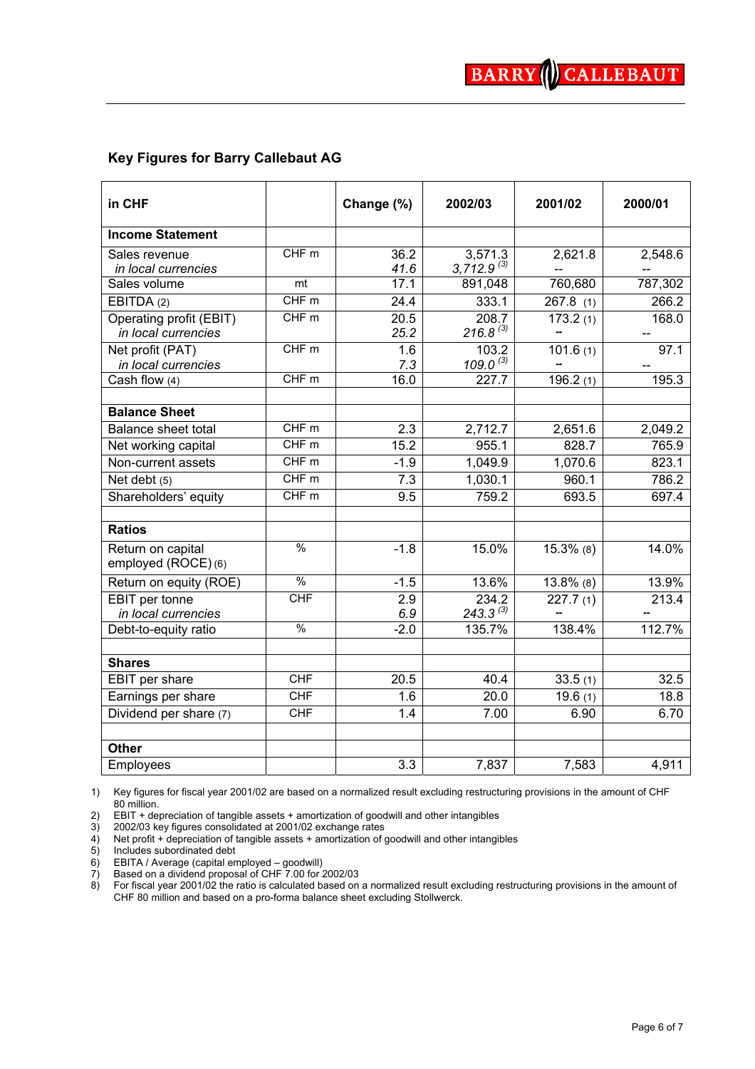## Key Figures for Barry Callebaut AG

| in CHF | | Change (%) | 2002/03 | 2001/02 | 2000/01 |
|---|---|---|---|---|---|
| **Income Statement** | | | | | |
| Sales revenue | CHF m | 36.2 | 3,571.3 | 2,621.8 | 2,548.6 |
| *in local currencies* | | *41.6* | *3,712.9* (3) | -- | -- |
| Sales volume | mt | 17.1 | 891,048 | 760,680 | 787,302 |
| EBITDA (2) | CHF m | 24.4 | 333.1 | 267.8 (1) | 266.2 |
| Operating profit (EBIT) | CHF m | 20.5 | 208.7 | 173.2 (1) | 168.0 |
| *in local currencies* | | *25.2* | *216.8* (3) | -- | -- |
| Net profit (PAT) | CHF m | 1.6 | 103.2 | 101.6 (1) | 97.1 |
| *in local currencies* | | *7.3* | *109.0* (3) | -- | -- |
| Cash flow (4) | CHF m | 16.0 | 227.7 | 196.2 (1) | 195.3 |
| | | | | | |
| **Balance Sheet** | | | | | |
| Balance sheet total | CHF m | 2.3 | 2,712.7 | 2,651.6 | 2,049.2 |
| Net working capital | CHF m | 15.2 | 955.1 | 828.7 | 765.9 |
| Non-current assets | CHF m | -1.9 | 1,049.9 | 1,070.6 | 823.1 |
| Net debt (5) | CHF m | 7.3 | 1,030.1 | 960.1 | 786.2 |
| Shareholders' equity | CHF m | 9.5 | 759.2 | 693.5 | 697.4 |
| | | | | | |
| **Ratios** | | | | | |
| Return on capital employed (ROCE) (6) | % | -1.8 | 15.0% | 15.3% (8) | 14.0% |
| Return on equity (ROE) | % | -1.5 | 13.6% | 13.8% (8) | 13.9% |
| EBIT per tonne | CHF | 2.9 | 234.2 | 227.7 (1) | 213.4 |
| *in local currencies* | | *6.9* | *243.3* (3) | -- | -- |
| Debt-to-equity ratio | % | -2.0 | 135.7% | 138.4% | 112.7% |
| | | | | | |
| **Shares** | | | | | |
| EBIT per share | CHF | 20.5 | 40.4 | 33.5 (1) | 32.5 |
| Earnings per share | CHF | 1.6 | 20.0 | 19.6 (1) | 18.8 |
| Dividend per share (7) | CHF | 1.4 | 7.00 | 6.90 | 6.70 |
| | | | | | |
| **Other** | | | | | |
| Employees | | 3.3 | 7,837 | 7,583 | 4,911 |

1) Key figures for fiscal year 2001/02 are based on a normalized result excluding restructuring provisions in the amount of CHF 80 million.
2) EBIT + depreciation of tangible assets + amortization of goodwill and other intangibles
3) 2002/03 key figures consolidated at 2001/02 exchange rates
4) Net profit + depreciation of tangible assets + amortization of goodwill and other intangibles
5) Includes subordinated debt
6) EBITA / Average (capital employed – goodwill)
7) Based on a dividend proposal of CHF 7.00 for 2002/03
8) For fiscal year 2001/02 the ratio is calculated based on a normalized result excluding restructuring provisions in the amount of CHF 80 million and based on a pro-forma balance sheet excluding Stollwerck.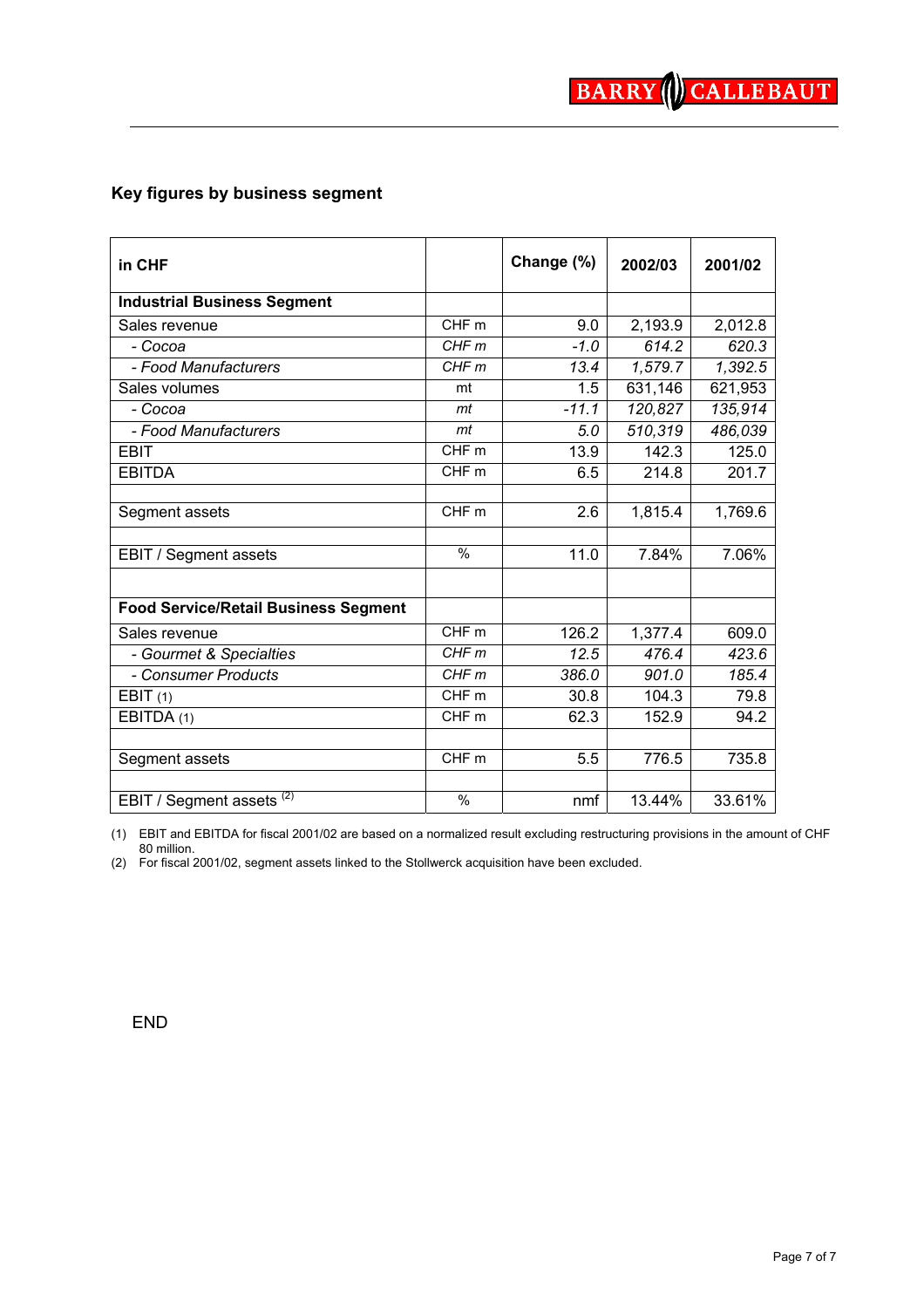## Key figures by business segment

| in CHF | | Change (%) | 2002/03 | 2001/02 |
|---|---|---|---|---|
| **Industrial Business Segment** | | | | |
| Sales revenue | CHF m | 9.0 | 2,193.9 | 2,012.8 |
| *- Cocoa* | *CHF m* | *-1.0* | *614.2* | *620.3* |
| *- Food Manufacturers* | *CHF m* | *13.4* | *1,579.7* | *1,392.5* |
| Sales volumes | mt | 1.5 | 631,146 | 621,953 |
| *- Cocoa* | *mt* | *-11.1* | *120,827* | *135,914* |
| *- Food Manufacturers* | *mt* | *5.0* | *510,319* | *486,039* |
| EBIT | CHF m | 13.9 | 142.3 | 125.0 |
| EBITDA | CHF m | 6.5 | 214.8 | 201.7 |
| | | | | |
| Segment assets | CHF m | 2.6 | 1,815.4 | 1,769.6 |
| | | | | |
| EBIT / Segment assets | % | 11.0 | 7.84% | 7.06% |
| | | | | |
| **Food Service/Retail Business Segment** | | | | |
| Sales revenue | CHF m | 126.2 | 1,377.4 | 609.0 |
| *- Gourmet & Specialties* | *CHF m* | *12.5* | *476.4* | *423.6* |
| *- Consumer Products* | *CHF m* | *386.0* | *901.0* | *185.4* |
| EBIT (1) | CHF m | 30.8 | 104.3 | 79.8 |
| EBITDA (1) | CHF m | 62.3 | 152.9 | 94.2 |
| | | | | |
| Segment assets | CHF m | 5.5 | 776.5 | 735.8 |
| | | | | |
| EBIT / Segment assets (2) | % | nmf | 13.44% | 33.61% |

(1) EBIT and EBITDA for fiscal 2001/02 are based on a normalized result excluding restructuring provisions in the amount of CHF 80 million.

(2) For fiscal 2001/02, segment assets linked to the Stollwerck acquisition have been excluded.

END